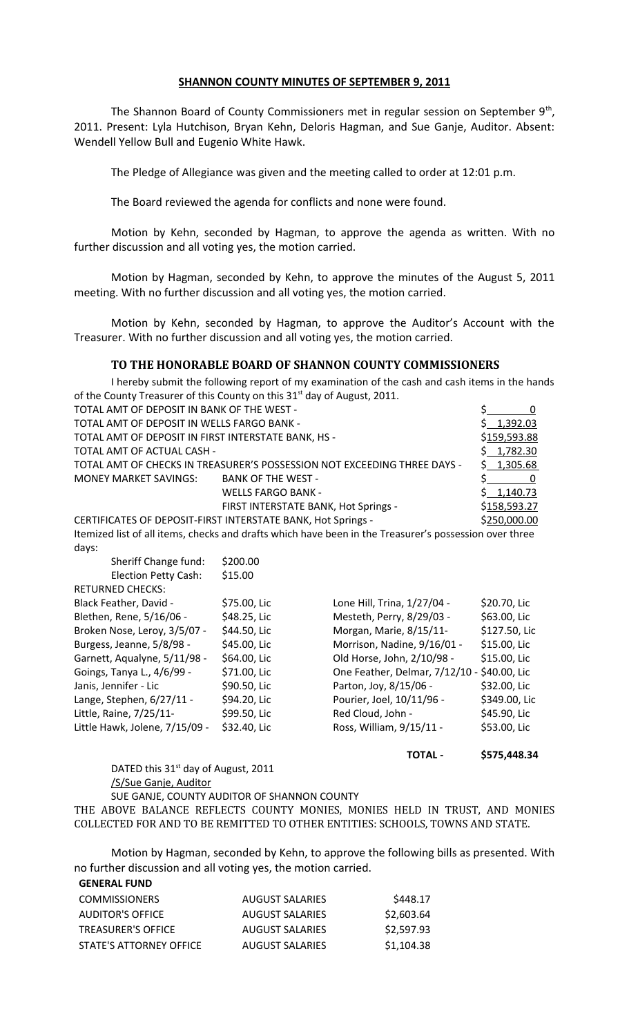**SHANNON COUNTY MINUTES OF SEPTEMBER 9, 2011**

The Shannon Board of County Commissioners met in regular session on September 9th, 2011. Present: Lyla Hutchison, Bryan Kehn, Deloris Hagman, and Sue Ganje, Auditor. Absent: Wendell Yellow Bull and Eugenio White Hawk.

The Pledge of Allegiance was given and the meeting called to order at 12:01 p.m.

The Board reviewed the agenda for conflicts and none were found.

Motion by Kehn, seconded by Hagman, to approve the agenda as written. With no further discussion and all voting yes, the motion carried.

Motion by Hagman, seconded by Kehn, to approve the minutes of the August 5, 2011 meeting. With no further discussion and all voting yes, the motion carried.

Motion by Kehn, seconded by Hagman, to approve the Auditor's Account with the Treasurer. With no further discussion and all voting yes, the motion carried.

## TO THE HONORABLE BOARD OF SHANNON COUNTY COMMISSIONERS

I hereby submit the following report of my examination of the cash and cash items in the hands of the County Treasurer of this County on this 31st day of August, 2011.

| | | |
|---|---|---|
| TOTAL AMT OF DEPOSIT IN BANK OF THE WEST - | | $ 0 |
| TOTAL AMT OF DEPOSIT IN WELLS FARGO BANK - | | $ 1,392.03 |
| TOTAL AMT OF DEPOSIT IN FIRST INTERSTATE BANK, HS - | | $159,593.88 |
| TOTAL AMT OF ACTUAL CASH - | | $ 1,782.30 |
| TOTAL AMT OF CHECKS IN TREASURER'S POSSESSION NOT EXCEEDING THREE DAYS - | | $ 1,305.68 |
| MONEY MARKET SAVINGS: | BANK OF THE WEST - | $ 0 |
| | WELLS FARGO BANK - | $ 1,140.73 |
| | FIRST INTERSTATE BANK, Hot Springs - | $158,593.27 |
| CERTIFICATES OF DEPOSIT-FIRST INTERSTATE BANK, Hot Springs - | | $250,000.00 |

Itemized list of all items, checks and drafts which have been in the Treasurer's possession over three days:

| | | | |
|---|---|---|---|
| Sheriff Change fund: | $200.00 | | |
| Election Petty Cash: | $15.00 | | |
| RETURNED CHECKS: | | | |
| Black Feather, David - | $75.00, Lic | Lone Hill, Trina, 1/27/04 - | $20.70, Lic |
| Blethen, Rene, 5/16/06 - | $48.25, Lic | Mesteth, Perry, 8/29/03 - | $63.00, Lic |
| Broken Nose, Leroy, 3/5/07 - | $44.50, Lic | Morgan, Marie, 8/15/11- | $127.50, Lic |
| Burgess, Jeanne, 5/8/98 - | $45.00, Lic | Morrison, Nadine, 9/16/01 - | $15.00, Lic |
| Garnett, Aqualyne, 5/11/98 - | $64.00, Lic | Old Horse, John, 2/10/98 - | $15.00, Lic |
| Goings, Tanya L., 4/6/99 - | $71.00, Lic | One Feather, Delmar, 7/12/10 - | $40.00, Lic |
| Janis, Jennifer - Lic | $90.50, Lic | Parton, Joy, 8/15/06 - | $32.00, Lic |
| Lange, Stephen, 6/27/11 - | $94.20, Lic | Pourier, Joel, 10/11/96 - | $349.00, Lic |
| Little, Raine, 7/25/11- | $99.50, Lic | Red Cloud, John - | $45.90, Lic |
| Little Hawk, Jolene, 7/15/09 - | $32.40, Lic | Ross, William, 9/15/11 - | $53.00, Lic |
| | | **TOTAL -** | **$575,448.34** |

DATED this 31st day of August, 2011

/S/Sue Ganje, Auditor

SUE GANJE, COUNTY AUDITOR OF SHANNON COUNTY

THE ABOVE BALANCE REFLECTS COUNTY MONIES, MONIES HELD IN TRUST, AND MONIES COLLECTED FOR AND TO BE REMITTED TO OTHER ENTITIES: SCHOOLS, TOWNS AND STATE.

Motion by Hagman, seconded by Kehn, to approve the following bills as presented. With no further discussion and all voting yes, the motion carried.

**GENERAL FUND**

| | | |
|---|---|---|
| COMMISSIONERS | AUGUST SALARIES | $448.17 |
| AUDITOR'S OFFICE | AUGUST SALARIES | $2,603.64 |
| TREASURER'S OFFICE | AUGUST SALARIES | $2,597.93 |
| STATE'S ATTORNEY OFFICE | AUGUST SALARIES | $1,104.38 |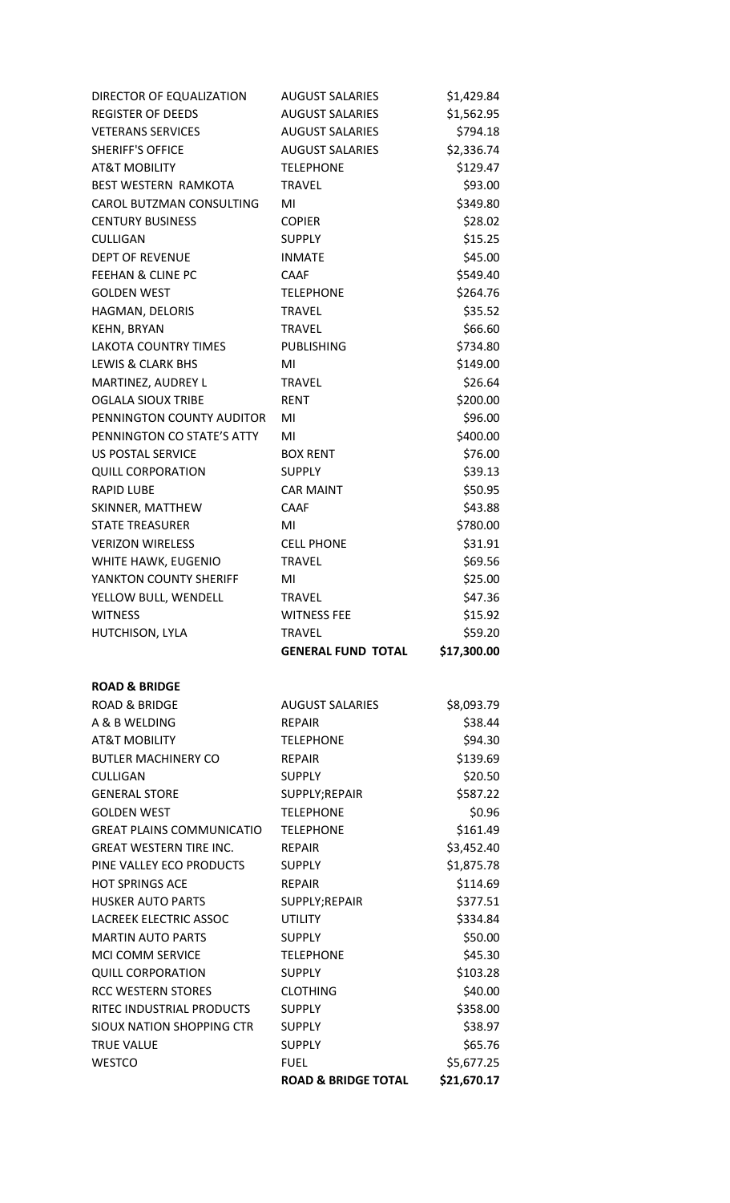| | | |
|---|---|---|
| DIRECTOR OF EQUALIZATION | AUGUST SALARIES | $1,429.84 |
| REGISTER OF DEEDS | AUGUST SALARIES | $1,562.95 |
| VETERANS SERVICES | AUGUST SALARIES | $794.18 |
| SHERIFF'S OFFICE | AUGUST SALARIES | $2,336.74 |
| AT&T MOBILITY | TELEPHONE | $129.47 |
| BEST WESTERN RAMKOTA | TRAVEL | $93.00 |
| CAROL BUTZMAN CONSULTING | MI | $349.80 |
| CENTURY BUSINESS | COPIER | $28.02 |
| CULLIGAN | SUPPLY | $15.25 |
| DEPT OF REVENUE | INMATE | $45.00 |
| FEEHAN & CLINE PC | CAAF | $549.40 |
| GOLDEN WEST | TELEPHONE | $264.76 |
| HAGMAN, DELORIS | TRAVEL | $35.52 |
| KEHN, BRYAN | TRAVEL | $66.60 |
| LAKOTA COUNTRY TIMES | PUBLISHING | $734.80 |
| LEWIS & CLARK BHS | MI | $149.00 |
| MARTINEZ, AUDREY L | TRAVEL | $26.64 |
| OGLALA SIOUX TRIBE | RENT | $200.00 |
| PENNINGTON COUNTY AUDITOR | MI | $96.00 |
| PENNINGTON CO STATE'S ATTY | MI | $400.00 |
| US POSTAL SERVICE | BOX RENT | $76.00 |
| QUILL CORPORATION | SUPPLY | $39.13 |
| RAPID LUBE | CAR MAINT | $50.95 |
| SKINNER, MATTHEW | CAAF | $43.88 |
| STATE TREASURER | MI | $780.00 |
| VERIZON WIRELESS | CELL PHONE | $31.91 |
| WHITE HAWK, EUGENIO | TRAVEL | $69.56 |
| YANKTON COUNTY SHERIFF | MI | $25.00 |
| YELLOW BULL, WENDELL | TRAVEL | $47.36 |
| WITNESS | WITNESS FEE | $15.92 |
| HUTCHISON, LYLA | TRAVEL | $59.20 |
| | **GENERAL FUND TOTAL** | **$17,300.00** |

**ROAD & BRIDGE**

| | | |
|---|---|---|
| ROAD & BRIDGE | AUGUST SALARIES | $8,093.79 |
| A & B WELDING | REPAIR | $38.44 |
| AT&T MOBILITY | TELEPHONE | $94.30 |
| BUTLER MACHINERY CO | REPAIR | $139.69 |
| CULLIGAN | SUPPLY | $20.50 |
| GENERAL STORE | SUPPLY;REPAIR | $587.22 |
| GOLDEN WEST | TELEPHONE | $0.96 |
| GREAT PLAINS COMMUNICATIO | TELEPHONE | $161.49 |
| GREAT WESTERN TIRE INC. | REPAIR | $3,452.40 |
| PINE VALLEY ECO PRODUCTS | SUPPLY | $1,875.78 |
| HOT SPRINGS ACE | REPAIR | $114.69 |
| HUSKER AUTO PARTS | SUPPLY;REPAIR | $377.51 |
| LACREEK ELECTRIC ASSOC | UTILITY | $334.84 |
| MARTIN AUTO PARTS | SUPPLY | $50.00 |
| MCI COMM SERVICE | TELEPHONE | $45.30 |
| QUILL CORPORATION | SUPPLY | $103.28 |
| RCC WESTERN STORES | CLOTHING | $40.00 |
| RITEC INDUSTRIAL PRODUCTS | SUPPLY | $358.00 |
| SIOUX NATION SHOPPING CTR | SUPPLY | $38.97 |
| TRUE VALUE | SUPPLY | $65.76 |
| WESTCO | FUEL | $5,677.25 |
| | **ROAD & BRIDGE TOTAL** | **$21,670.17** |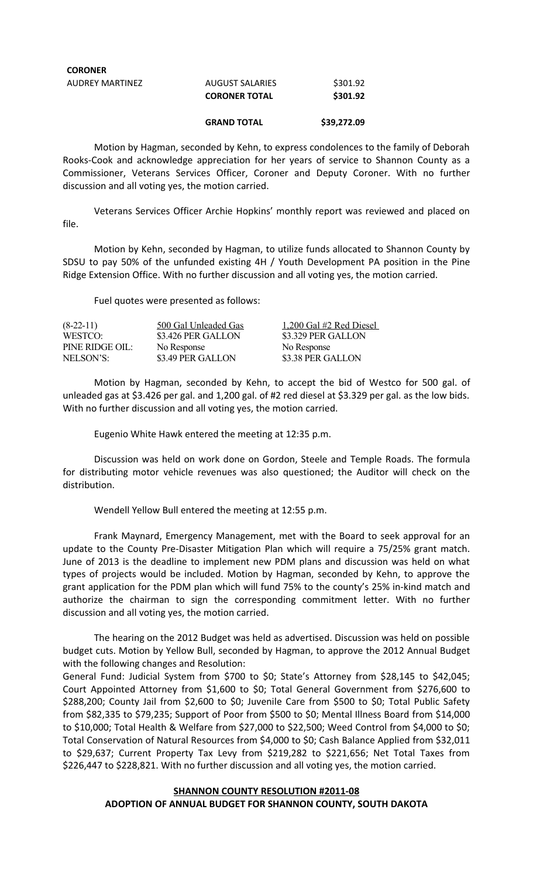**CORONER**

| | | |
|---|---|---|
| AUDREY MARTINEZ | AUGUST SALARIES | \$301.92 |
| | **CORONER TOTAL** | **\$301.92** |
| | **GRAND TOTAL** | **\$39,272.09** |

Motion by Hagman, seconded by Kehn, to express condolences to the family of Deborah Rooks-Cook and acknowledge appreciation for her years of service to Shannon County as a Commissioner, Veterans Services Officer, Coroner and Deputy Coroner. With no further discussion and all voting yes, the motion carried.

Veterans Services Officer Archie Hopkins' monthly report was reviewed and placed on file.

Motion by Kehn, seconded by Hagman, to utilize funds allocated to Shannon County by SDSU to pay 50% of the unfunded existing 4H / Youth Development PA position in the Pine Ridge Extension Office. With no further discussion and all voting yes, the motion carried.

Fuel quotes were presented as follows:

| (8-22-11) | 500 Gal Unleaded Gas | 1,200 Gal #2 Red Diesel |
|---|---|---|
| WESTCO: | \$3.426 PER GALLON | \$3.329 PER GALLON |
| PINE RIDGE OIL: | No Response | No Response |
| NELSON'S: | \$3.49 PER GALLON | \$3.38 PER GALLON |

Motion by Hagman, seconded by Kehn, to accept the bid of Westco for 500 gal. of unleaded gas at \$3.426 per gal. and 1,200 gal. of #2 red diesel at \$3.329 per gal. as the low bids. With no further discussion and all voting yes, the motion carried.

Eugenio White Hawk entered the meeting at 12:35 p.m.

Discussion was held on work done on Gordon, Steele and Temple Roads. The formula for distributing motor vehicle revenues was also questioned; the Auditor will check on the distribution.

Wendell Yellow Bull entered the meeting at 12:55 p.m.

Frank Maynard, Emergency Management, met with the Board to seek approval for an update to the County Pre-Disaster Mitigation Plan which will require a 75/25% grant match. June of 2013 is the deadline to implement new PDM plans and discussion was held on what types of projects would be included. Motion by Hagman, seconded by Kehn, to approve the grant application for the PDM plan which will fund 75% to the county's 25% in-kind match and authorize the chairman to sign the corresponding commitment letter. With no further discussion and all voting yes, the motion carried.

The hearing on the 2012 Budget was held as advertised. Discussion was held on possible budget cuts. Motion by Yellow Bull, seconded by Hagman, to approve the 2012 Annual Budget with the following changes and Resolution:

General Fund: Judicial System from \$700 to \$0; State's Attorney from \$28,145 to \$42,045; Court Appointed Attorney from \$1,600 to \$0; Total General Government from \$276,600 to \$288,200; County Jail from \$2,600 to \$0; Juvenile Care from \$500 to \$0; Total Public Safety from \$82,335 to \$79,235; Support of Poor from \$500 to \$0; Mental Illness Board from \$14,000 to \$10,000; Total Health & Welfare from \$27,000 to \$22,500; Weed Control from \$4,000 to \$0; Total Conservation of Natural Resources from \$4,000 to \$0; Cash Balance Applied from \$32,011 to \$29,637; Current Property Tax Levy from \$219,282 to \$221,656; Net Total Taxes from \$226,447 to \$228,821. With no further discussion and all voting yes, the motion carried.

**SHANNON COUNTY RESOLUTION #2011-08**
**ADOPTION OF ANNUAL BUDGET FOR SHANNON COUNTY, SOUTH DAKOTA**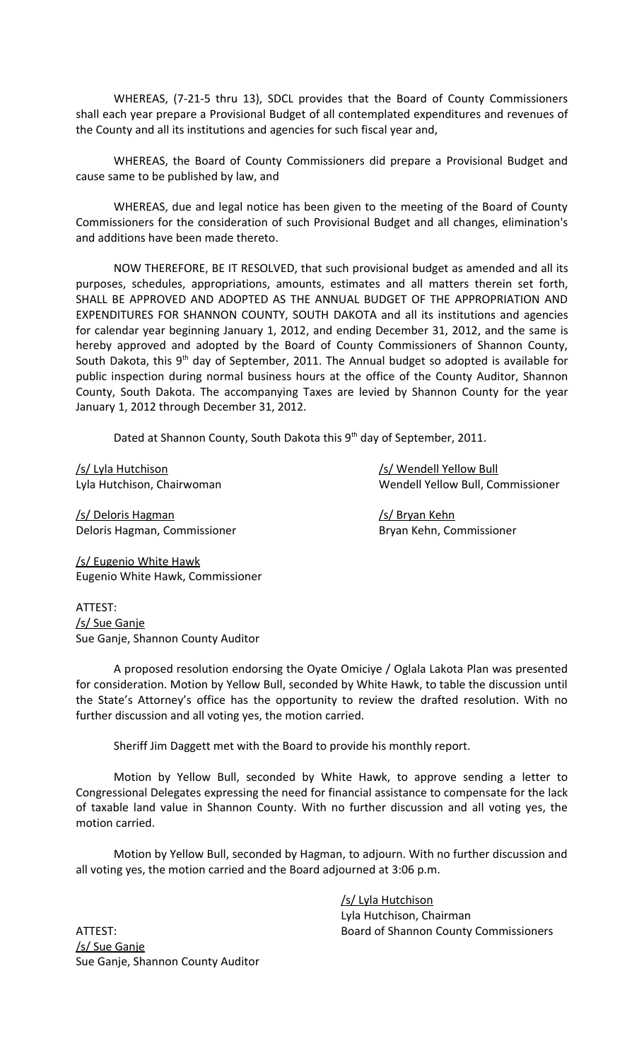WHEREAS, (7-21-5 thru 13), SDCL provides that the Board of County Commissioners shall each year prepare a Provisional Budget of all contemplated expenditures and revenues of the County and all its institutions and agencies for such fiscal year and,

WHEREAS, the Board of County Commissioners did prepare a Provisional Budget and cause same to be published by law, and

WHEREAS, due and legal notice has been given to the meeting of the Board of County Commissioners for the consideration of such Provisional Budget and all changes, elimination's and additions have been made thereto.

NOW THEREFORE, BE IT RESOLVED, that such provisional budget as amended and all its purposes, schedules, appropriations, amounts, estimates and all matters therein set forth, SHALL BE APPROVED AND ADOPTED AS THE ANNUAL BUDGET OF THE APPROPRIATION AND EXPENDITURES FOR SHANNON COUNTY, SOUTH DAKOTA and all its institutions and agencies for calendar year beginning January 1, 2012, and ending December 31, 2012, and the same is hereby approved and adopted by the Board of County Commissioners of Shannon County, South Dakota, this 9th day of September, 2011. The Annual budget so adopted is available for public inspection during normal business hours at the office of the County Auditor, Shannon County, South Dakota. The accompanying Taxes are levied by Shannon County for the year January 1, 2012 through December 31, 2012.

Dated at Shannon County, South Dakota this 9th day of September, 2011.

/s/ Lyla Hutchison
Lyla Hutchison, Chairwoman

/s/ Wendell Yellow Bull
Wendell Yellow Bull, Commissioner

/s/ Deloris Hagman
Deloris Hagman, Commissioner

/s/ Bryan Kehn
Bryan Kehn, Commissioner

/s/ Eugenio White Hawk
Eugenio White Hawk, Commissioner

ATTEST:
/s/ Sue Ganje
Sue Ganje, Shannon County Auditor

A proposed resolution endorsing the Oyate Omiciye / Oglala Lakota Plan was presented for consideration. Motion by Yellow Bull, seconded by White Hawk, to table the discussion until the State's Attorney's office has the opportunity to review the drafted resolution. With no further discussion and all voting yes, the motion carried.

Sheriff Jim Daggett met with the Board to provide his monthly report.

Motion by Yellow Bull, seconded by White Hawk, to approve sending a letter to Congressional Delegates expressing the need for financial assistance to compensate for the lack of taxable land value in Shannon County. With no further discussion and all voting yes, the motion carried.

Motion by Yellow Bull, seconded by Hagman, to adjourn. With no further discussion and all voting yes, the motion carried and the Board adjourned at 3:06 p.m.

/s/ Lyla Hutchison
Lyla Hutchison, Chairman
Board of Shannon County Commissioners

ATTEST:
/s/ Sue Ganje
Sue Ganje, Shannon County Auditor